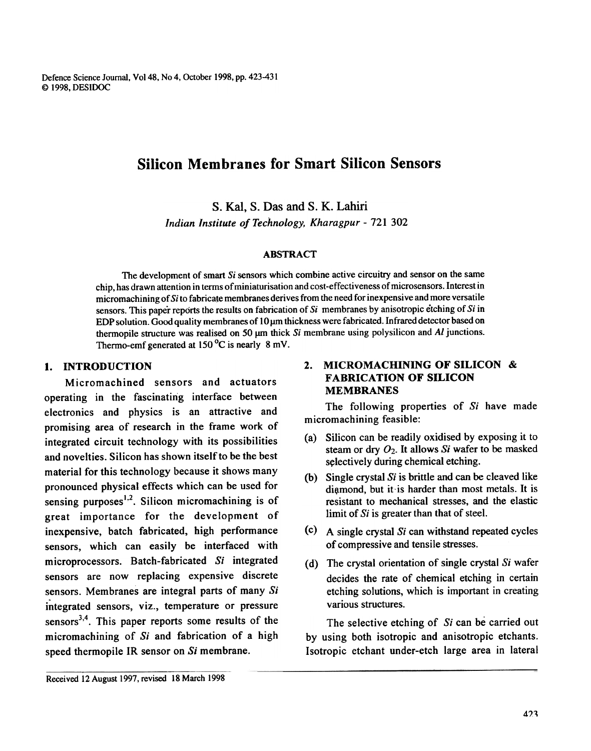# Silicon Membranes for Smart Silicon Sensors

S. Kal, S. Das and S. K. Lahiri

*Indian Institute of Technology, Kharagpur - 721 302*

## ABSTRACT

The development of smart *Si* sensors which combine active circuitry and sensor on the same chip, has drawn attention in terms of miniaturisation and cost-effectiveness of microsensors. Interest in micromachining of *Si* to fabricate membranes derives from the need for inexpensive and more versatile sensors. This paper reports the results on fabrication of *Si* membranes by anisotropic etching of *Si* in EDP solution. Good quality membranes of 10 μm thickness were fabricated. Infrared detector based on thermopile structure was realised on 50 μm thick *Si* membrane using polysilicon and *Al* junctions. Thermo-emf generated at 150 °C is nearly 8 mV.

## 1. INTRODUCTION

Micromachined sensors and actuators operating in the fascinating interface between electronics and physics is an attractive and promising area of research in the frame work of integrated circuit technology with its possibilities and novelties. Silicon has shown itself to be the best material for this technology because it shows many pronounced physical effects which can be used for sensing purposes[1,2]. Silicon micromachining is of great importance for the development of inexpensive, batch fabricated, high performance sensors, which can easily be interfaced with microprocessors. Batch-fabricated *Si* integrated sensors are now replacing expensive discrete sensors. Membranes are integral parts of many *Si* integrated sensors, viz., temperature or pressure sensors[3,4]. This paper reports some results of the micromachining of *Si* and fabrication of a high speed thermopile IR sensor on *Si* membrane.

## 2. MICROMACHINING OF SILICON & FABRICATION OF SILICON MEMBRANES

The following properties of *Si* have made micromachining feasible:

(a) Silicon can be readily oxidised by exposing it to steam or dry $O_2$. It allows *Si* wafer to be masked selectively during chemical etching.

(b) Single crystal *Si* is brittle and can be cleaved like diamond, but it is harder than most metals. It is resistant to mechanical stresses, and the elastic limit of *Si* is greater than that of steel.

(c) A single crystal *Si* can withstand repeated cycles of compressive and tensile stresses.

(d) The crystal orientation of single crystal *Si* wafer decides the rate of chemical etching in certain etching solutions, which is important in creating various structures.

The selective etching of *Si* can be carried out by using both isotropic and anisotropic etchants. Isotropic etchant under-etch large area in lateral

Received 12 August 1997, revised 18 March 1998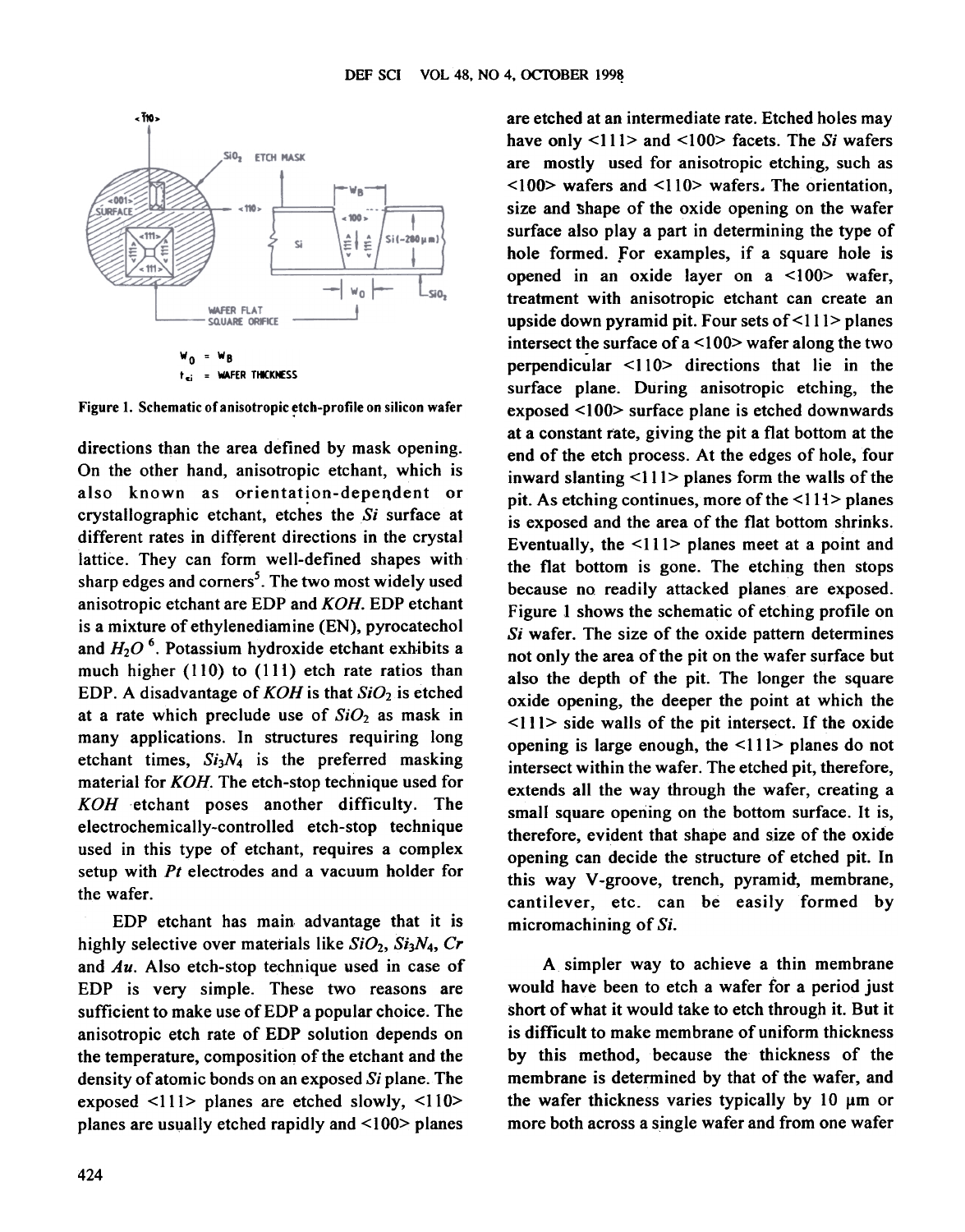Figure 1. Schematic of anisotropic etch-profile on silicon wafer

directions than the area defined by mask opening. On the other hand, anisotropic etchant, which is also known as orientation-dependent or crystallographic etchant, etches the *Si* surface at different rates in different directions in the crystal lattice. They can form well-defined shapes with sharp edges and corners[5]. The two most widely used anisotropic etchant are EDP and *KOH*. EDP etchant is a mixture of ethylenediamine (EN), pyrocatechol and $H_2O$ [6]. Potassium hydroxide etchant exhibits a much higher (110) to (111) etch rate ratios than EDP. A disadvantage of *KOH* is that $SiO_2$ is etched at a rate which preclude use of $SiO_2$ as mask in many applications. In structures requiring long etchant times, $Si_3N_4$ is the preferred masking material for *KOH*. The etch-stop technique used for *KOH* etchant poses another difficulty. The electrochemically-controlled etch-stop technique used in this type of etchant, requires a complex setup with *Pt* electrodes and a vacuum holder for the wafer.

EDP etchant has main advantage that it is highly selective over materials like $SiO_2$, $Si_3N_4$, *Cr* and *Au*. Also etch-stop technique used in case of EDP is very simple. These two reasons are sufficient to make use of EDP a popular choice. The anisotropic etch rate of EDP solution depends on the temperature, composition of the etchant and the density of atomic bonds on an exposed *Si* plane. The exposed <111> planes are etched slowly, <110> planes are usually etched rapidly and <100> planes are etched at an intermediate rate. Etched holes may have only <111> and <100> facets. The *Si* wafers are mostly used for anisotropic etching, such as <100> wafers and <110> wafers. The orientation, size and shape of the oxide opening on the wafer surface also play a part in determining the type of hole formed. For examples, if a square hole is opened in an oxide layer on a <100> wafer, treatment with anisotropic etchant can create an upside down pyramid pit. Four sets of <111> planes intersect the surface of a <100> wafer along the two perpendicular <110> directions that lie in the surface plane. During anisotropic etching, the exposed <100> surface plane is etched downwards at a constant rate, giving the pit a flat bottom at the end of the etch process. At the edges of hole, four inward slanting <111> planes form the walls of the pit. As etching continues, more of the <111> planes is exposed and the area of the flat bottom shrinks. Eventually, the <111> planes meet at a point and the flat bottom is gone. The etching then stops because no readily attacked planes are exposed. Figure 1 shows the schematic of etching profile on *Si* wafer. The size of the oxide pattern determines not only the area of the pit on the wafer surface but also the depth of the pit. The longer the square oxide opening, the deeper the point at which the <111> side walls of the pit intersect. If the oxide opening is large enough, the <111> planes do not intersect within the wafer. The etched pit, therefore, extends all the way through the wafer, creating a small square opening on the bottom surface. It is, therefore, evident that shape and size of the oxide opening can decide the structure of etched pit. In this way V-groove, trench, pyramid, membrane, cantilever, etc. can be easily formed by micromachining of *Si*.

A simpler way to achieve a thin membrane would have been to etch a wafer for a period just short of what it would take to etch through it. But it is difficult to make membrane of uniform thickness by this method, because the thickness of the membrane is determined by that of the wafer, and the wafer thickness varies typically by 10 μm or more both across a single wafer and from one wafer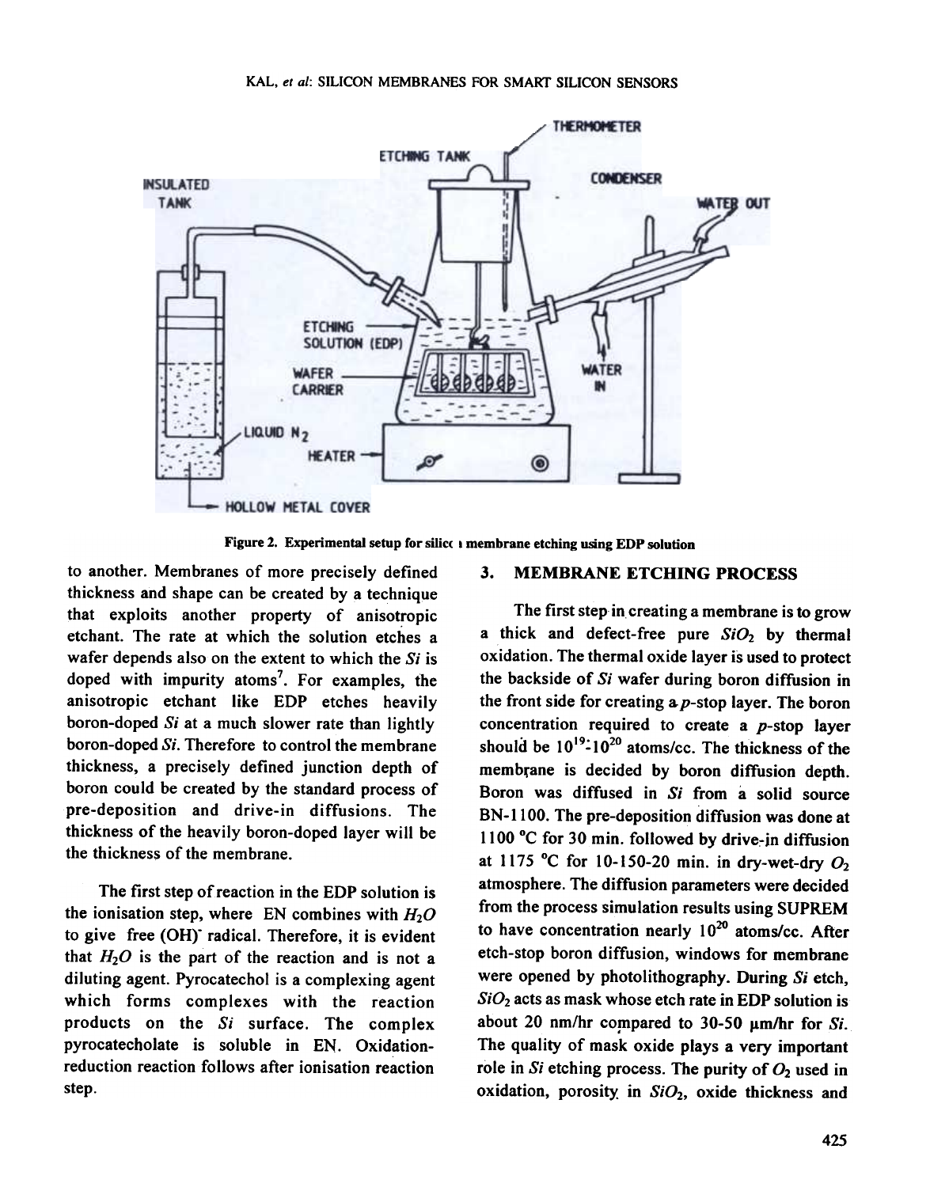Figure 2. Experimental setup for silicon membrane etching using EDP solution

to another. Membranes of more precisely defined thickness and shape can be created by a technique that exploits another property of anisotropic etchant. The rate at which the solution etches a wafer depends also on the extent to which the *Si* is doped with impurity atoms[7]. For examples, the anisotropic etchant like EDP etches heavily boron-doped *Si* at a much slower rate than lightly boron-doped *Si*. Therefore to control the membrane thickness, a precisely defined junction depth of boron could be created by the standard process of pre-deposition and drive-in diffusions. The thickness of the heavily boron-doped layer will be the thickness of the membrane.

The first step of reaction in the EDP solution is the ionisation step, where EN combines with $H_2O$ to give free $(OH)^-$ radical. Therefore, it is evident that $H_2O$ is the part of the reaction and is not a diluting agent. Pyrocatechol is a complexing agent which forms complexes with the reaction products on the *Si* surface. The complex pyrocatecholate is soluble in EN. Oxidation-reduction reaction follows after ionisation reaction step.

## 3. MEMBRANE ETCHING PROCESS

The first step in creating a membrane is to grow a thick and defect-free pure $SiO_2$ by thermal oxidation. The thermal oxide layer is used to protect the backside of *Si* wafer during boron diffusion in the front side for creating a *p*-stop layer. The boron concentration required to create a *p*-stop layer should be $10^{19}$-$10^{20}$ atoms/cc. The thickness of the membrane is decided by boron diffusion depth. Boron was diffused in *Si* from a solid source BN-1100. The pre-deposition diffusion was done at 1100 °C for 30 min. followed by drive-in diffusion at 1175 °C for 10-150-20 min. in dry-wet-dry $O_2$ atmosphere. The diffusion parameters were decided from the process simulation results using SUPREM to have concentration nearly $10^{20}$ atoms/cc. After etch-stop boron diffusion, windows for membrane were opened by photolithography. During *Si* etch, $SiO_2$ acts as mask whose etch rate in EDP solution is about 20 nm/hr compared to 30-50 µm/hr for *Si*. The quality of mask oxide plays a very important role in *Si* etching process. The purity of $O_2$ used in oxidation, porosity in $SiO_2$, oxide thickness and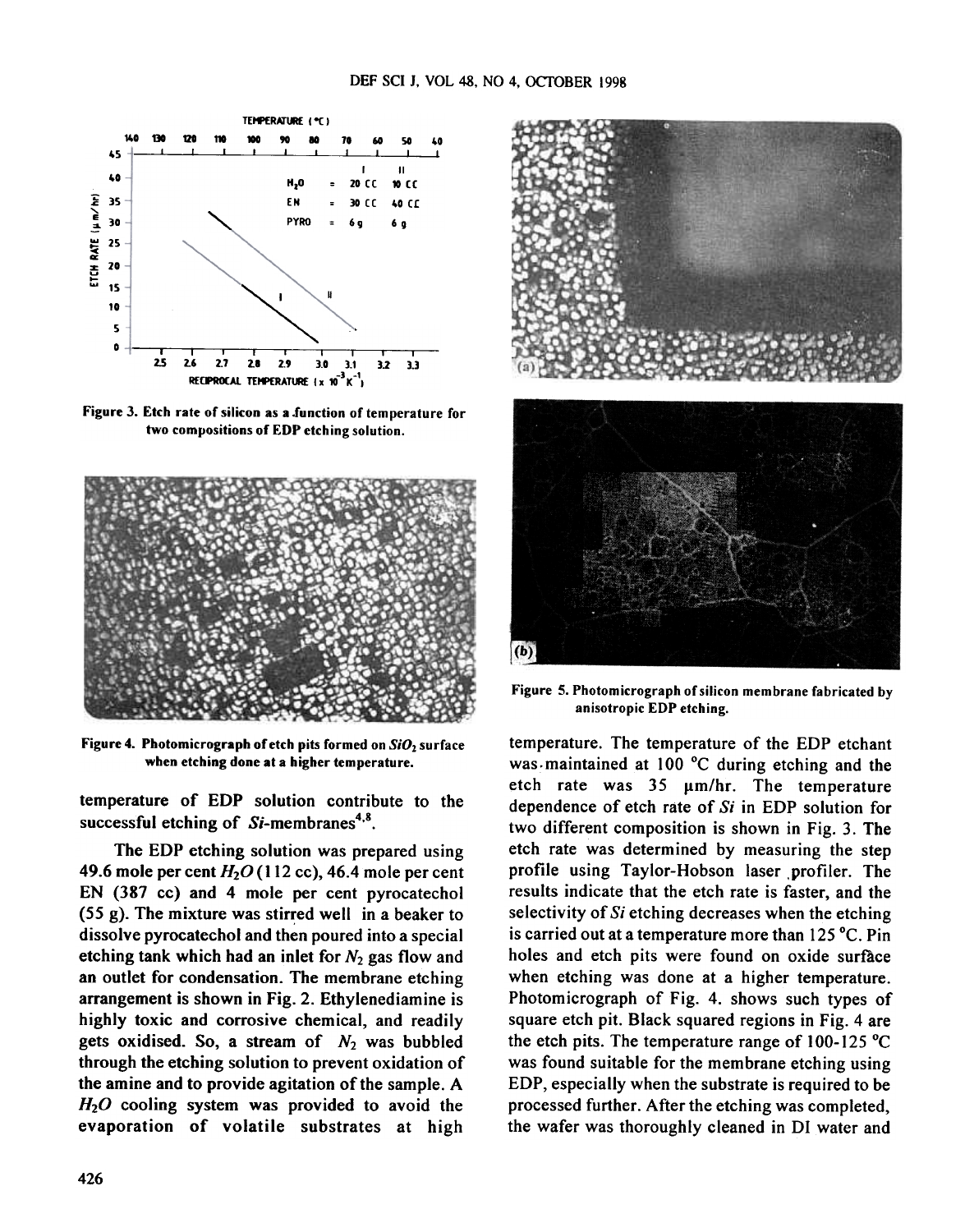Figure 3. Etch rate of silicon as a function of temperature for two compositions of EDP etching solution.

Figure 4. Photomicrograph of etch pits formed on $SiO_2$ surface when etching done at a higher temperature.

Figure 5. Photomicrograph of silicon membrane fabricated by anisotropic EDP etching.

temperature of EDP solution contribute to the successful etching of *Si*-membranes[4,8].

The EDP etching solution was prepared using 49.6 mole per cent $H_2O$ (112 cc), 46.4 mole per cent EN (387 cc) and 4 mole per cent pyrocatechol (55 g). The mixture was stirred well in a beaker to dissolve pyrocatechol and then poured into a special etching tank which had an inlet for $N_2$ gas flow and an outlet for condensation. The membrane etching arrangement is shown in Fig. 2. Ethylenediamine is highly toxic and corrosive chemical, and readily gets oxidised. So, a stream of $N_2$ was bubbled through the etching solution to prevent oxidation of the amine and to provide agitation of the sample. A $H_2O$ cooling system was provided to avoid the evaporation of volatile substrates at high temperature. The temperature of the EDP etchant was maintained at 100 °C during etching and the etch rate was 35 µm/hr. The temperature dependence of etch rate of *Si* in EDP solution for two different composition is shown in Fig. 3. The etch rate was determined by measuring the step profile using Taylor-Hobson laser profiler. The results indicate that the etch rate is faster, and the selectivity of *Si* etching decreases when the etching is carried out at a temperature more than 125 °C. Pin holes and etch pits were found on oxide surface when etching was done at a higher temperature. Photomicrograph of Fig. 4. shows such types of square etch pit. Black squared regions in Fig. 4 are the etch pits. The temperature range of 100-125 °C was found suitable for the membrane etching using EDP, especially when the substrate is required to be processed further. After the etching was completed, the wafer was thoroughly cleaned in DI water and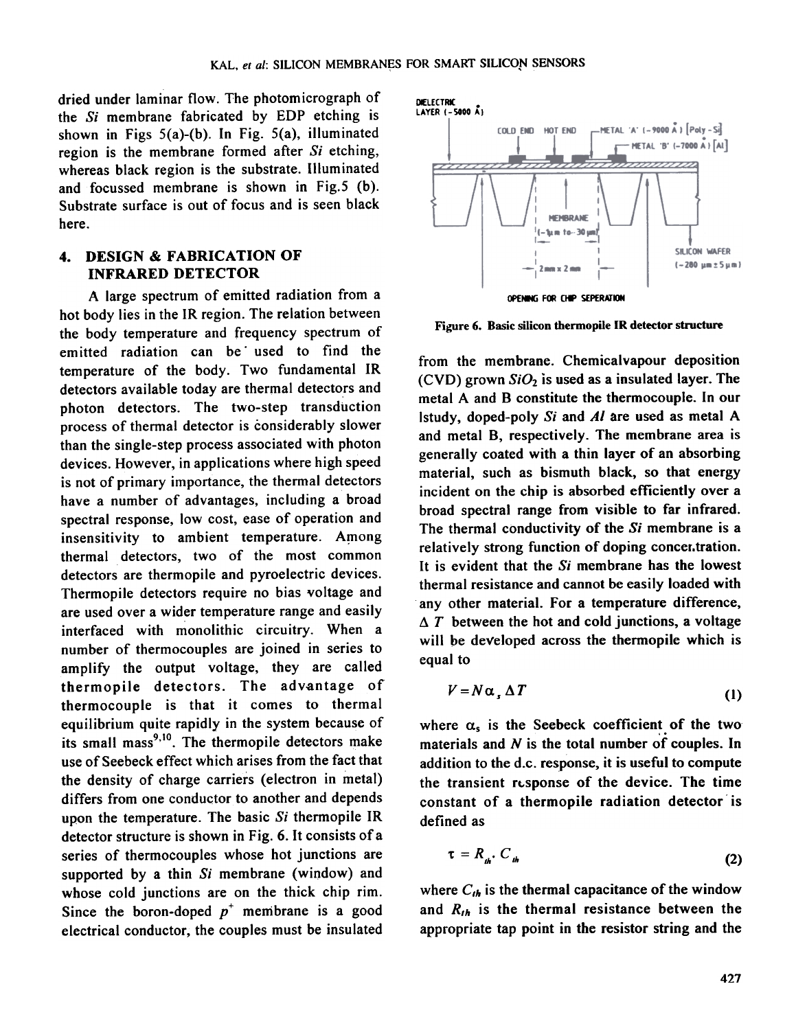dried under laminar flow. The photomicrograph of the *Si* membrane fabricated by EDP etching is shown in Figs 5(a)-(b). In Fig. 5(a), illuminated region is the membrane formed after *Si* etching, whereas black region is the substrate. Illuminated and focussed membrane is shown in Fig.5 (b). Substrate surface is out of focus and is seen black here.

## 4. DESIGN & FABRICATION OF INFRARED DETECTOR

A large spectrum of emitted radiation from a hot body lies in the IR region. The relation between the body temperature and frequency spectrum of emitted radiation can be used to find the temperature of the body. Two fundamental IR detectors available today are thermal detectors and photon detectors. The two-step transduction process of thermal detector is considerably slower than the single-step process associated with photon devices. However, in applications where high speed is not of primary importance, the thermal detectors have a number of advantages, including a broad spectral response, low cost, ease of operation and insensitivity to ambient temperature. Among thermal detectors, two of the most common detectors are thermopile and pyroelectric devices. Thermopile detectors require no bias voltage and are used over a wider temperature range and easily interfaced with monolithic circuitry. When a number of thermocouples are joined in series to amplify the output voltage, they are called thermopile detectors. The advantage of thermocouple is that it comes to thermal equilibrium quite rapidly in the system because of its small mass[9,10]. The thermopile detectors make use of Seebeck effect which arises from the fact that the density of charge carriers (electron in metal) differs from one conductor to another and depends upon the temperature. The basic *Si* thermopile IR detector structure is shown in Fig. 6. It consists of a series of thermocouples whose hot junctions are supported by a thin *Si* membrane (window) and whose cold junctions are on the thick chip rim. Since the boron-doped $p^+$ membrane is a good electrical conductor, the couples must be insulated

DIELECTRIC LAYER (~5000 Å) COLD END HOT END METAL 'A' (~9000 Å) [Poly - Si] METAL 'B' (~7000 Å) [Al] MEMBRANE (~1µm to ~30 µm) 2 mm x 2 mm SILICON WAFER (~280 µm ± 5 µm) OPENING FOR CHIP SEPERATION

**Figure 6. Basic silicon thermopile IR detector structure**

from the membrane. Chemicalvapour deposition (CVD) grown $SiO_2$ is used as a insulated layer. The metal A and B constitute the thermocouple. In our lstudy, doped-poly *Si* and *Al* are used as metal A and metal B, respectively. The membrane area is generally coated with a thin layer of an absorbing material, such as bismuth black, so that energy incident on the chip is absorbed efficiently over a broad spectral range from visible to far infrared. The thermal conductivity of the *Si* membrane is a relatively strong function of doping concentration. It is evident that the *Si* membrane has the lowest thermal resistance and cannot be easily loaded with any other material. For a temperature difference, $\Delta T$ between the hot and cold junctions, a voltage will be developed across the thermopile which is equal to

$$V = N\alpha_s \Delta T \tag{1}$$

where $\alpha_s$ is the Seebeck coefficient of the two materials and $N$ is the total number of couples. In addition to the d.c. response, it is useful to compute the transient response of the device. The time constant of a thermopile radiation detector is defined as

$$\tau = R_{th} \cdot C_{th} \tag{2}$$

where $C_{th}$ is the thermal capacitance of the window and $R_{th}$ is the thermal resistance between the appropriate tap point in the resistor string and the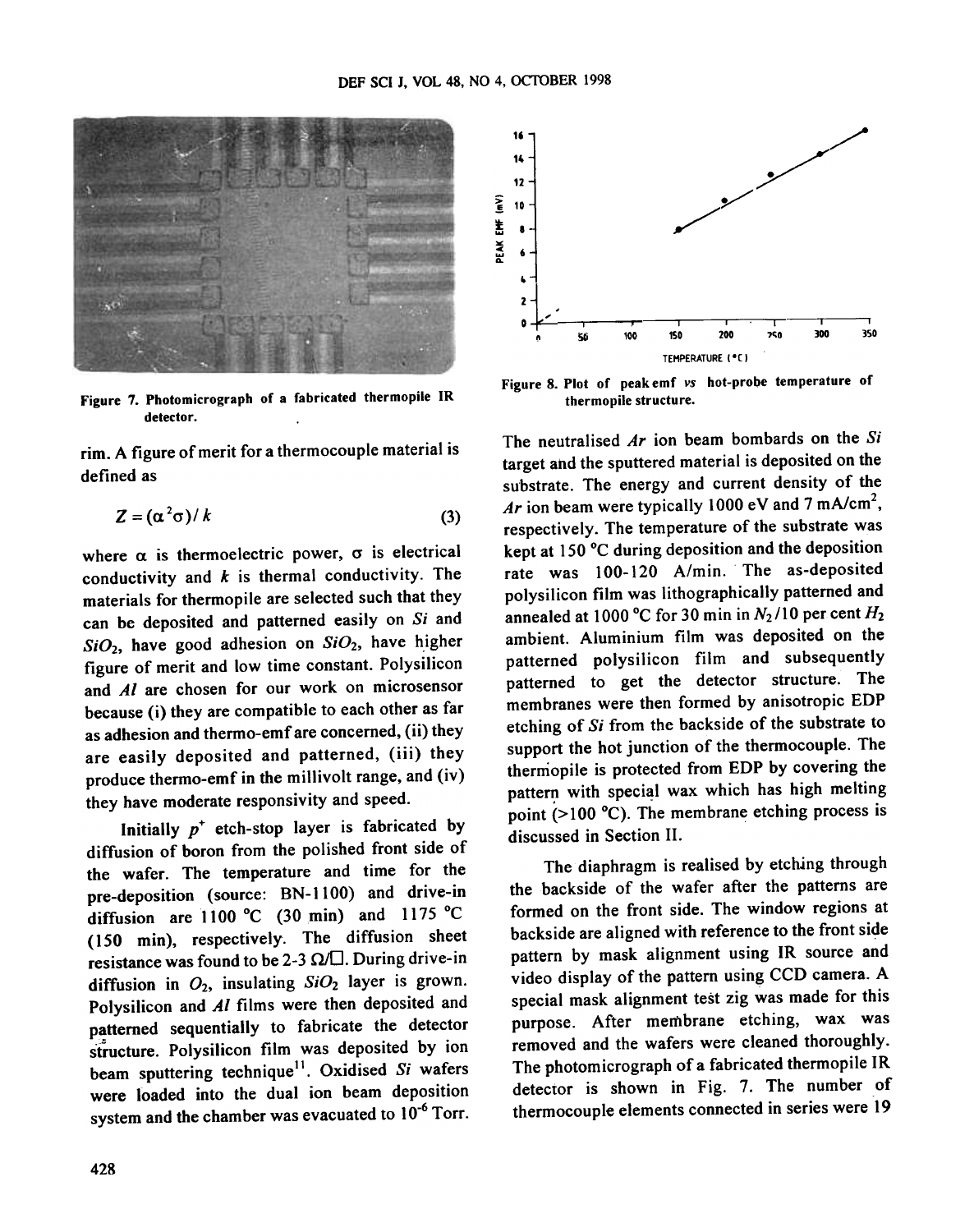Figure 7. Photomicrograph of a fabricated thermopile IR detector.

Figure 8. Plot of peak emf *vs* hot-probe temperature of thermopile structure.

rim. A figure of merit for a thermocouple material is defined as

$$Z = (\alpha^2 \sigma)/k \tag{3}$$

where $\alpha$ is thermoelectric power, $\sigma$ is electrical conductivity and $k$ is thermal conductivity. The materials for thermopile are selected such that they can be deposited and patterned easily on $Si$ and $SiO_2$, have good adhesion on $SiO_2$, have higher figure of merit and low time constant. Polysilicon and $Al$ are chosen for our work on microsensor because (i) they are compatible to each other as far as adhesion and thermo-emf are concerned, (ii) they are easily deposited and patterned, (iii) they produce thermo-emf in the millivolt range, and (iv) they have moderate responsivity and speed.

Initially $p^+$ etch-stop layer is fabricated by diffusion of boron from the polished front side of the wafer. The temperature and time for the pre-deposition (source: BN-1100) and drive-in diffusion are 1100 °C (30 min) and 1175 °C (150 min), respectively. The diffusion sheet resistance was found to be 2-3 Ω/□. During drive-in diffusion in $O_2$, insulating $SiO_2$ layer is grown. Polysilicon and $Al$ films were then deposited and patterned sequentially to fabricate the detector structure. Polysilicon film was deposited by ion beam sputtering technique[11]. Oxidised $Si$ wafers were loaded into the dual ion beam deposition system and the chamber was evacuated to $10^{-6}$ Torr. The neutralised $Ar$ ion beam bombards on the $Si$ target and the sputtered material is deposited on the substrate. The energy and current density of the $Ar$ ion beam were typically 1000 eV and 7 mA/cm$^2$, respectively. The temperature of the substrate was kept at 150 °C during deposition and the deposition rate was 100-120 A/min. The as-deposited polysilicon film was lithographically patterned and annealed at 1000 °C for 30 min in $N_2$/10 per cent $H_2$ ambient. Aluminium film was deposited on the patterned polysilicon film and subsequently patterned to get the detector structure. The membranes were then formed by anisotropic EDP etching of $Si$ from the backside of the substrate to support the hot junction of the thermocouple. The thermopile is protected from EDP by covering the pattern with special wax which has high melting point (>100 °C). The membrane etching process is discussed in Section II.

The diaphragm is realised by etching through the backside of the wafer after the patterns are formed on the front side. The window regions at backside are aligned with reference to the front side pattern by mask alignment using IR source and video display of the pattern using CCD camera. A special mask alignment test zig was made for this purpose. After membrane etching, wax was removed and the wafers were cleaned thoroughly. The photomicrograph of a fabricated thermopile IR detector is shown in Fig. 7. The number of thermocouple elements connected in series were 19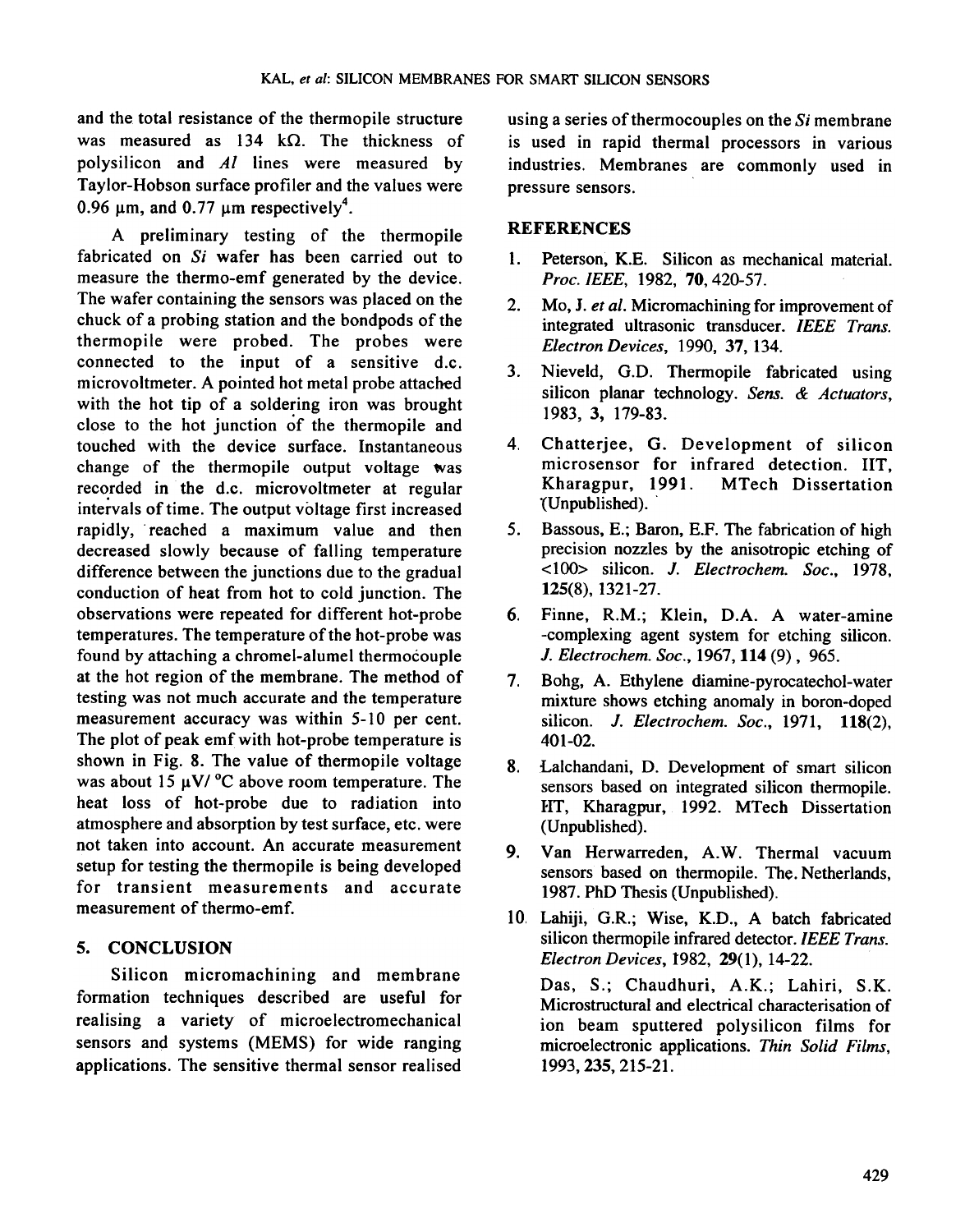and the total resistance of the thermopile structure was measured as 134 kΩ. The thickness of polysilicon and *Al* lines were measured by Taylor-Hobson surface profiler and the values were 0.96 μm, and 0.77 μm respectively[4].

A preliminary testing of the thermopile fabricated on *Si* wafer has been carried out to measure the thermo-emf generated by the device. The wafer containing the sensors was placed on the chuck of a probing station and the bondpods of the thermopile were probed. The probes were connected to the input of a sensitive d.c. microvoltmeter. A pointed hot metal probe attached with the hot tip of a soldering iron was brought close to the hot junction of the thermopile and touched with the device surface. Instantaneous change of the thermopile output voltage was recorded in the d.c. microvoltmeter at regular intervals of time. The output voltage first increased rapidly, reached a maximum value and then decreased slowly because of falling temperature difference between the junctions due to the gradual conduction of heat from hot to cold junction. The observations were repeated for different hot-probe temperatures. The temperature of the hot-probe was found by attaching a chromel-alumel thermocouple at the hot region of the membrane. The method of testing was not much accurate and the temperature measurement accuracy was within 5-10 per cent. The plot of peak emf with hot-probe temperature is shown in Fig. 8. The value of thermopile voltage was about 15 μV/ °C above room temperature. The heat loss of hot-probe due to radiation into atmosphere and absorption by test surface, etc. were not taken into account. An accurate measurement setup for testing the thermopile is being developed for transient measurements and accurate measurement of thermo-emf.

## 5. CONCLUSION

Silicon micromachining and membrane formation techniques described are useful for realising a variety of microelectromechanical sensors and systems (MEMS) for wide ranging applications. The sensitive thermal sensor realised using a series of thermocouples on the *Si* membrane is used in rapid thermal processors in various industries. Membranes are commonly used in pressure sensors.

## REFERENCES

1. Peterson, K.E. Silicon as mechanical material. *Proc. IEEE*, 1982, **70**, 420-57.
2. Mo, J. *et al*. Micromachining for improvement of integrated ultrasonic transducer. *IEEE Trans. Electron Devices*, 1990, **37**, 134.
3. Nieveld, G.D. Thermopile fabricated using silicon planar technology. *Sens. & Actuators*, 1983, **3**, 179-83.
4. Chatterjee, G. Development of silicon microsensor for infrared detection. IIT, Kharagpur, 1991. MTech Dissertation (Unpublished).
5. Bassous, E.; Baron, E.F. The fabrication of high precision nozzles by the anisotropic etching of <100> silicon. *J. Electrochem. Soc.*, 1978, **125**(8), 1321-27.
6. Finne, R.M.; Klein, D.A. A water-amine -complexing agent system for etching silicon. *J. Electrochem. Soc.*, 1967, **114** (9), 965.
7. Bohg, A. Ethylene diamine-pyrocatechol-water mixture shows etching anomaly in boron-doped silicon. *J. Electrochem. Soc.*, 1971, **118**(2), 401-02.
8. Lalchandani, D. Development of smart silicon sensors based on integrated silicon thermopile. IIT, Kharagpur, 1992. MTech Dissertation (Unpublished).
9. Van Herwarreden, A.W. Thermal vacuum sensors based on thermopile. The Netherlands, 1987. PhD Thesis (Unpublished).
10. Lahiji, G.R.; Wise, K.D., A batch fabricated silicon thermopile infrared detector. *IEEE Trans. Electron Devices*, 1982, **29**(1), 14-22.

    Das, S.; Chaudhuri, A.K.; Lahiri, S.K. Microstructural and electrical characterisation of ion beam sputtered polysilicon films for microelectronic applications. *Thin Solid Films*, 1993, **235**, 215-21.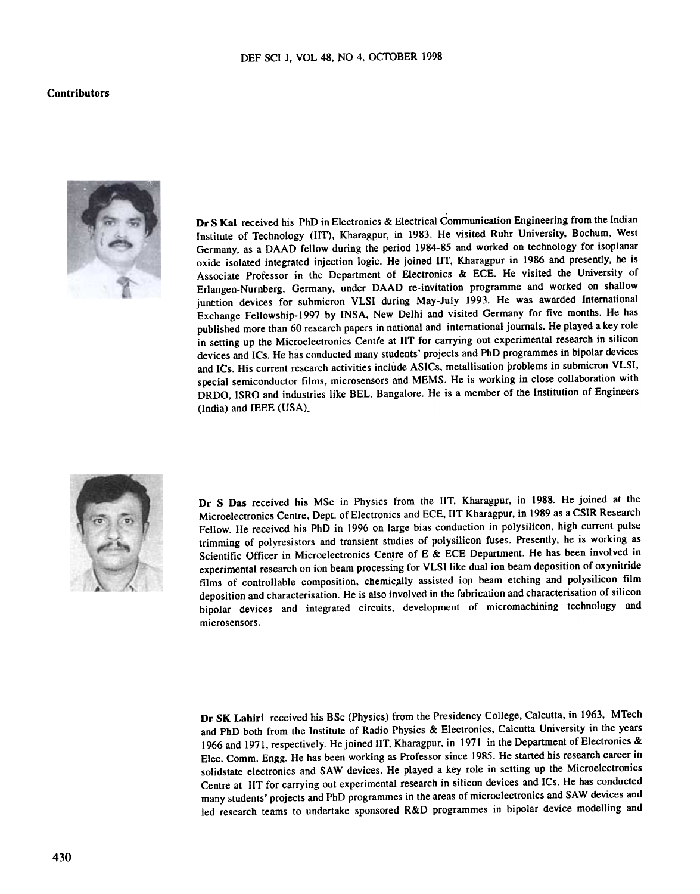**Contributors**

**Dr S Kal** received his PhD in Electronics & Electrical Communication Engineering from the Indian Institute of Technology (IIT), Kharagpur, in 1983. He visited Ruhr University, Bochum, West Germany, as a DAAD fellow during the period 1984-85 and worked on technology for isoplanar oxide isolated integrated injection logic. He joined IIT, Kharagpur in 1986 and presently, he is Associate Professor in the Department of Electronics & ECE. He visited the University of Erlangen-Nurnberg, Germany, under DAAD re-invitation programme and worked on shallow junction devices for submicron VLSI during May-July 1993. He was awarded International Exchange Fellowship-1997 by INSA, New Delhi and visited Germany for five months. He has published more than 60 research papers in national and international journals. He played a key role in setting up the Microelectronics Centre at IIT for carrying out experimental research in silicon devices and ICs. He has conducted many students' projects and PhD programmes in bipolar devices and ICs. His current research activities include ASICs, metallisation problems in submicron VLSI, special semiconductor films, microsensors and MEMS. He is working in close collaboration with DRDO, ISRO and industries like BEL, Bangalore. He is a member of the Institution of Engineers (India) and IEEE (USA).

**Dr S Das** received his MSc in Physics from the IIT, Kharagpur, in 1988. He joined at the Microelectronics Centre, Dept. of Electronics and ECE, IIT Kharagpur, in 1989 as a CSIR Research Fellow. He received his PhD in 1996 on large bias conduction in polysilicon, high current pulse trimming of polyresistors and transient studies of polysilicon fuses. Presently, he is working as Scientific Officer in Microelectronics Centre of E & ECE Department. He has been involved in experimental research on ion beam processing for VLSI like dual ion beam deposition of oxynitride films of controllable composition, chemically assisted ion beam etching and polysilicon film deposition and characterisation. He is also involved in the fabrication and characterisation of silicon bipolar devices and integrated circuits, development of micromachining technology and microsensors.

**Dr SK Lahiri** received his BSc (Physics) from the Presidency College, Calcutta, in 1963, MTech and PhD both from the Institute of Radio Physics & Electronics, Calcutta University in the years 1966 and 1971, respectively. He joined IIT, Kharagpur, in 1971 in the Department of Electronics & Elec. Comm. Engg. He has been working as Professor since 1985. He started his research career in solidstate electronics and SAW devices. He played a key role in setting up the Microelectronics Centre at IIT for carrying out experimental research in silicon devices and ICs. He has conducted many students' projects and PhD programmes in the areas of microelectronics and SAW devices and led research teams to undertake sponsored R&D programmes in bipolar device modelling and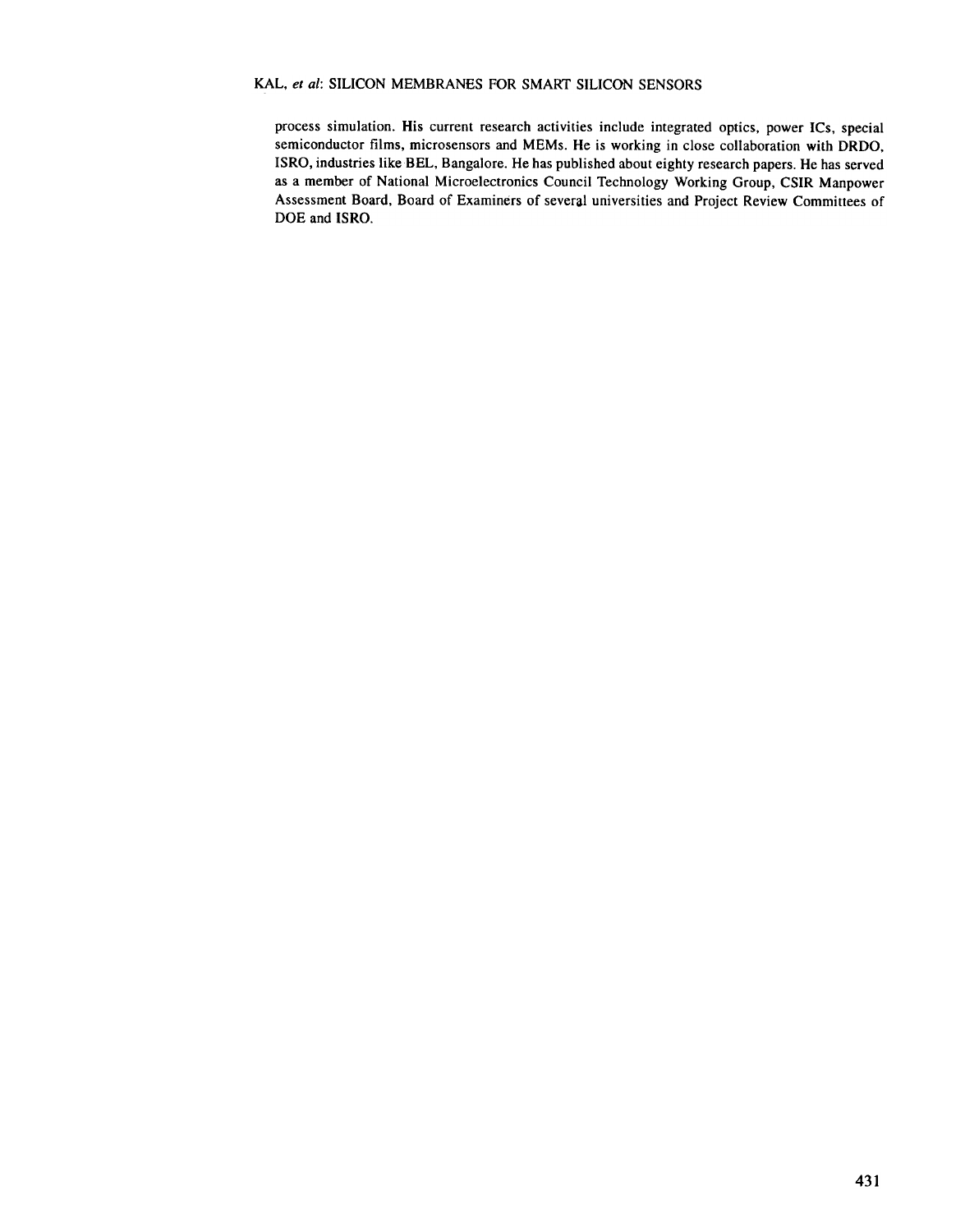process simulation. His current research activities include integrated optics, power ICs, special semiconductor films, microsensors and MEMs. He is working in close collaboration with DRDO, ISRO, industries like BEL, Bangalore. He has published about eighty research papers. He has served as a member of National Microelectronics Council Technology Working Group, CSIR Manpower Assessment Board, Board of Examiners of several universities and Project Review Committees of DOE and ISRO.